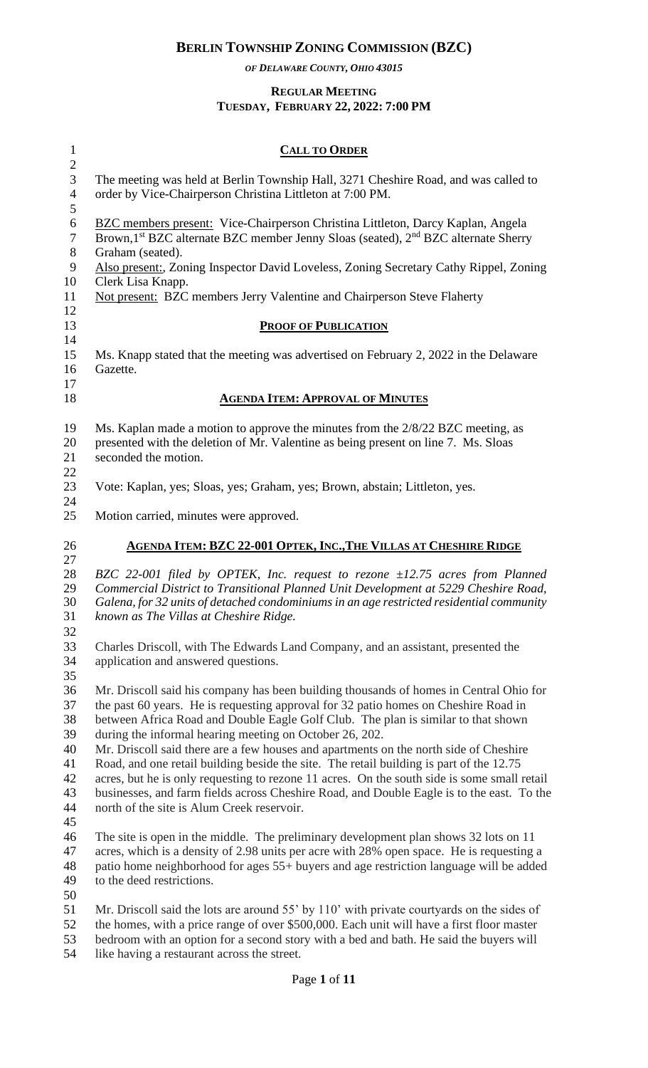# BERLIN TOWNSHIP ZONING COMMISSION (BZC)

*OF DELAWARE COUNTY, OHIO 43015*

**REGULAR MEETING**
**TUESDAY, FEBRUARY 22, 2022: 7:00 PM**

## CALL TO ORDER

The meeting was held at Berlin Township Hall, 3271 Cheshire Road, and was called to order by Vice-Chairperson Christina Littleton at 7:00 PM.

BZC members present: Vice-Chairperson Christina Littleton, Darcy Kaplan, Angela Brown,1st BZC alternate BZC member Jenny Sloas (seated), 2nd BZC alternate Sherry Graham (seated).
Also present:, Zoning Inspector David Loveless, Zoning Secretary Cathy Rippel, Zoning Clerk Lisa Knapp.
Not present: BZC members Jerry Valentine and Chairperson Steve Flaherty

## PROOF OF PUBLICATION

Ms. Knapp stated that the meeting was advertised on February 2, 2022 in the Delaware Gazette.

## AGENDA ITEM: APPROVAL OF MINUTES

Ms. Kaplan made a motion to approve the minutes from the 2/8/22 BZC meeting, as presented with the deletion of Mr. Valentine as being present on line 7. Ms. Sloas seconded the motion.

Vote: Kaplan, yes; Sloas, yes; Graham, yes; Brown, abstain; Littleton, yes.

Motion carried, minutes were approved.

## AGENDA ITEM: BZC 22-001 OPTEK, INC.,THE VILLAS AT CHESHIRE RIDGE

*BZC 22-001 filed by OPTEK, Inc. request to rezone ±12.75 acres from Planned Commercial District to Transitional Planned Unit Development at 5229 Cheshire Road, Galena, for 32 units of detached condominiums in an age restricted residential community known as The Villas at Cheshire Ridge.*

Charles Driscoll, with The Edwards Land Company, and an assistant, presented the application and answered questions.

Mr. Driscoll said his company has been building thousands of homes in Central Ohio for the past 60 years. He is requesting approval for 32 patio homes on Cheshire Road in between Africa Road and Double Eagle Golf Club. The plan is similar to that shown during the informal hearing meeting on October 26, 202.
Mr. Driscoll said there are a few houses and apartments on the north side of Cheshire Road, and one retail building beside the site. The retail building is part of the 12.75 acres, but he is only requesting to rezone 11 acres. On the south side is some small retail businesses, and farm fields across Cheshire Road, and Double Eagle is to the east. To the north of the site is Alum Creek reservoir.

The site is open in the middle. The preliminary development plan shows 32 lots on 11 acres, which is a density of 2.98 units per acre with 28% open space. He is requesting a patio home neighborhood for ages 55+ buyers and age restriction language will be added to the deed restrictions.

Mr. Driscoll said the lots are around 55' by 110' with private courtyards on the sides of the homes, with a price range of over $500,000. Each unit will have a first floor master bedroom with an option for a second story with a bed and bath. He said the buyers will like having a restaurant across the street.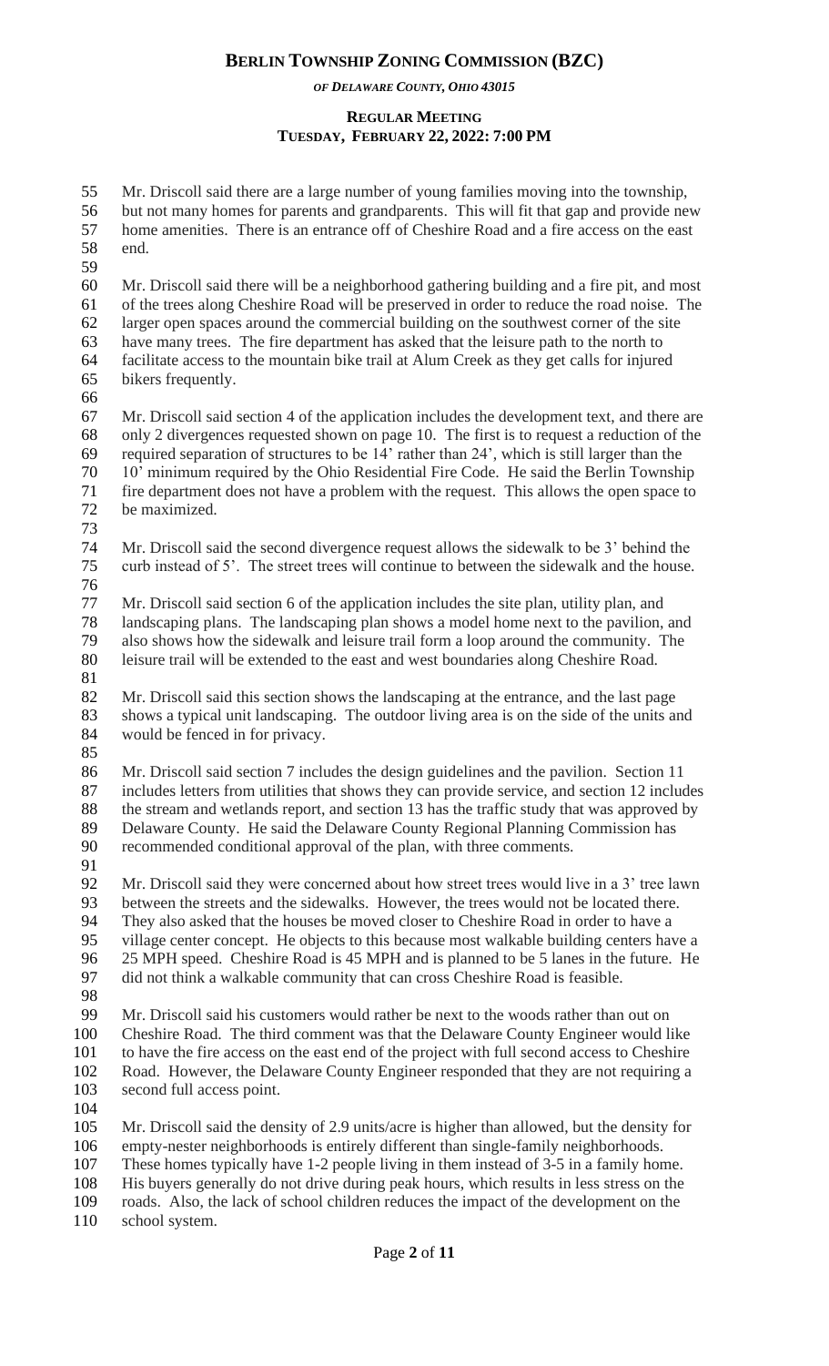Mr. Driscoll said there are a large number of young families moving into the township, but not many homes for parents and grandparents. This will fit that gap and provide new home amenities. There is an entrance off of Cheshire Road and a fire access on the east end.

Mr. Driscoll said there will be a neighborhood gathering building and a fire pit, and most of the trees along Cheshire Road will be preserved in order to reduce the road noise. The larger open spaces around the commercial building on the southwest corner of the site have many trees. The fire department has asked that the leisure path to the north to facilitate access to the mountain bike trail at Alum Creek as they get calls for injured bikers frequently.

Mr. Driscoll said section 4 of the application includes the development text, and there are only 2 divergences requested shown on page 10. The first is to request a reduction of the required separation of structures to be 14' rather than 24', which is still larger than the 10' minimum required by the Ohio Residential Fire Code. He said the Berlin Township fire department does not have a problem with the request. This allows the open space to be maximized.

Mr. Driscoll said the second divergence request allows the sidewalk to be 3' behind the curb instead of 5'. The street trees will continue to between the sidewalk and the house.

Mr. Driscoll said section 6 of the application includes the site plan, utility plan, and landscaping plans. The landscaping plan shows a model home next to the pavilion, and also shows how the sidewalk and leisure trail form a loop around the community. The leisure trail will be extended to the east and west boundaries along Cheshire Road.

Mr. Driscoll said this section shows the landscaping at the entrance, and the last page shows a typical unit landscaping. The outdoor living area is on the side of the units and would be fenced in for privacy.

Mr. Driscoll said section 7 includes the design guidelines and the pavilion. Section 11 includes letters from utilities that shows they can provide service, and section 12 includes the stream and wetlands report, and section 13 has the traffic study that was approved by Delaware County. He said the Delaware County Regional Planning Commission has recommended conditional approval of the plan, with three comments.

Mr. Driscoll said they were concerned about how street trees would live in a 3' tree lawn between the streets and the sidewalks. However, the trees would not be located there. They also asked that the houses be moved closer to Cheshire Road in order to have a village center concept. He objects to this because most walkable building centers have a 25 MPH speed. Cheshire Road is 45 MPH and is planned to be 5 lanes in the future. He did not think a walkable community that can cross Cheshire Road is feasible.

Mr. Driscoll said his customers would rather be next to the woods rather than out on Cheshire Road. The third comment was that the Delaware County Engineer would like to have the fire access on the east end of the project with full second access to Cheshire Road. However, the Delaware County Engineer responded that they are not requiring a second full access point.

Mr. Driscoll said the density of 2.9 units/acre is higher than allowed, but the density for empty-nester neighborhoods is entirely different than single-family neighborhoods. These homes typically have 1-2 people living in them instead of 3-5 in a family home. His buyers generally do not drive during peak hours, which results in less stress on the roads. Also, the lack of school children reduces the impact of the development on the school system.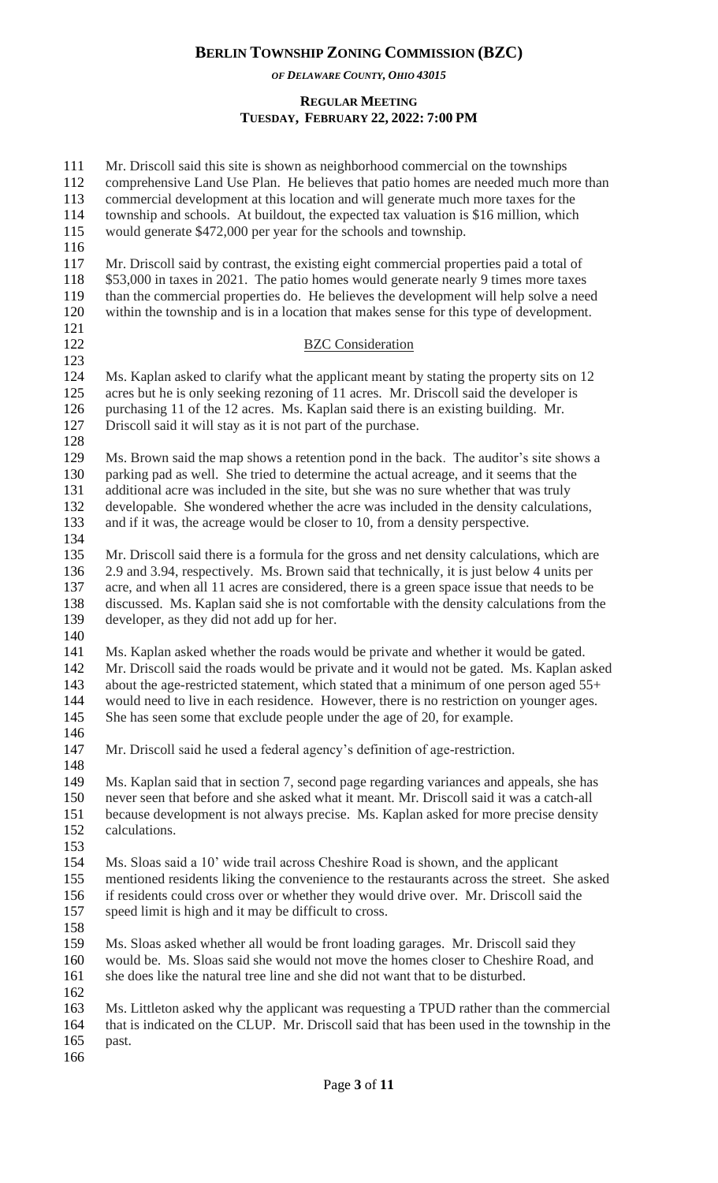Mr. Driscoll said this site is shown as neighborhood commercial on the townships comprehensive Land Use Plan. He believes that patio homes are needed much more than commercial development at this location and will generate much more taxes for the township and schools. At buildout, the expected tax valuation is $16 million, which would generate $472,000 per year for the schools and township.

Mr. Driscoll said by contrast, the existing eight commercial properties paid a total of $53,000 in taxes in 2021. The patio homes would generate nearly 9 times more taxes than the commercial properties do. He believes the development will help solve a need within the township and is in a location that makes sense for this type of development.

## BZC Consideration

Ms. Kaplan asked to clarify what the applicant meant by stating the property sits on 12 acres but he is only seeking rezoning of 11 acres. Mr. Driscoll said the developer is purchasing 11 of the 12 acres. Ms. Kaplan said there is an existing building. Mr. Driscoll said it will stay as it is not part of the purchase.

Ms. Brown said the map shows a retention pond in the back. The auditor's site shows a parking pad as well. She tried to determine the actual acreage, and it seems that the additional acre was included in the site, but she was no sure whether that was truly developable. She wondered whether the acre was included in the density calculations, and if it was, the acreage would be closer to 10, from a density perspective.

Mr. Driscoll said there is a formula for the gross and net density calculations, which are 2.9 and 3.94, respectively. Ms. Brown said that technically, it is just below 4 units per acre, and when all 11 acres are considered, there is a green space issue that needs to be discussed. Ms. Kaplan said she is not comfortable with the density calculations from the developer, as they did not add up for her.

Ms. Kaplan asked whether the roads would be private and whether it would be gated. Mr. Driscoll said the roads would be private and it would not be gated. Ms. Kaplan asked about the age-restricted statement, which stated that a minimum of one person aged 55+ would need to live in each residence. However, there is no restriction on younger ages. She has seen some that exclude people under the age of 20, for example.

Mr. Driscoll said he used a federal agency's definition of age-restriction.

Ms. Kaplan said that in section 7, second page regarding variances and appeals, she has never seen that before and she asked what it meant. Mr. Driscoll said it was a catch-all because development is not always precise. Ms. Kaplan asked for more precise density calculations.

Ms. Sloas said a 10' wide trail across Cheshire Road is shown, and the applicant mentioned residents liking the convenience to the restaurants across the street. She asked if residents could cross over or whether they would drive over. Mr. Driscoll said the speed limit is high and it may be difficult to cross.

Ms. Sloas asked whether all would be front loading garages. Mr. Driscoll said they would be. Ms. Sloas said she would not move the homes closer to Cheshire Road, and she does like the natural tree line and she did not want that to be disturbed.

Ms. Littleton asked why the applicant was requesting a TPUD rather than the commercial that is indicated on the CLUP. Mr. Driscoll said that has been used in the township in the past.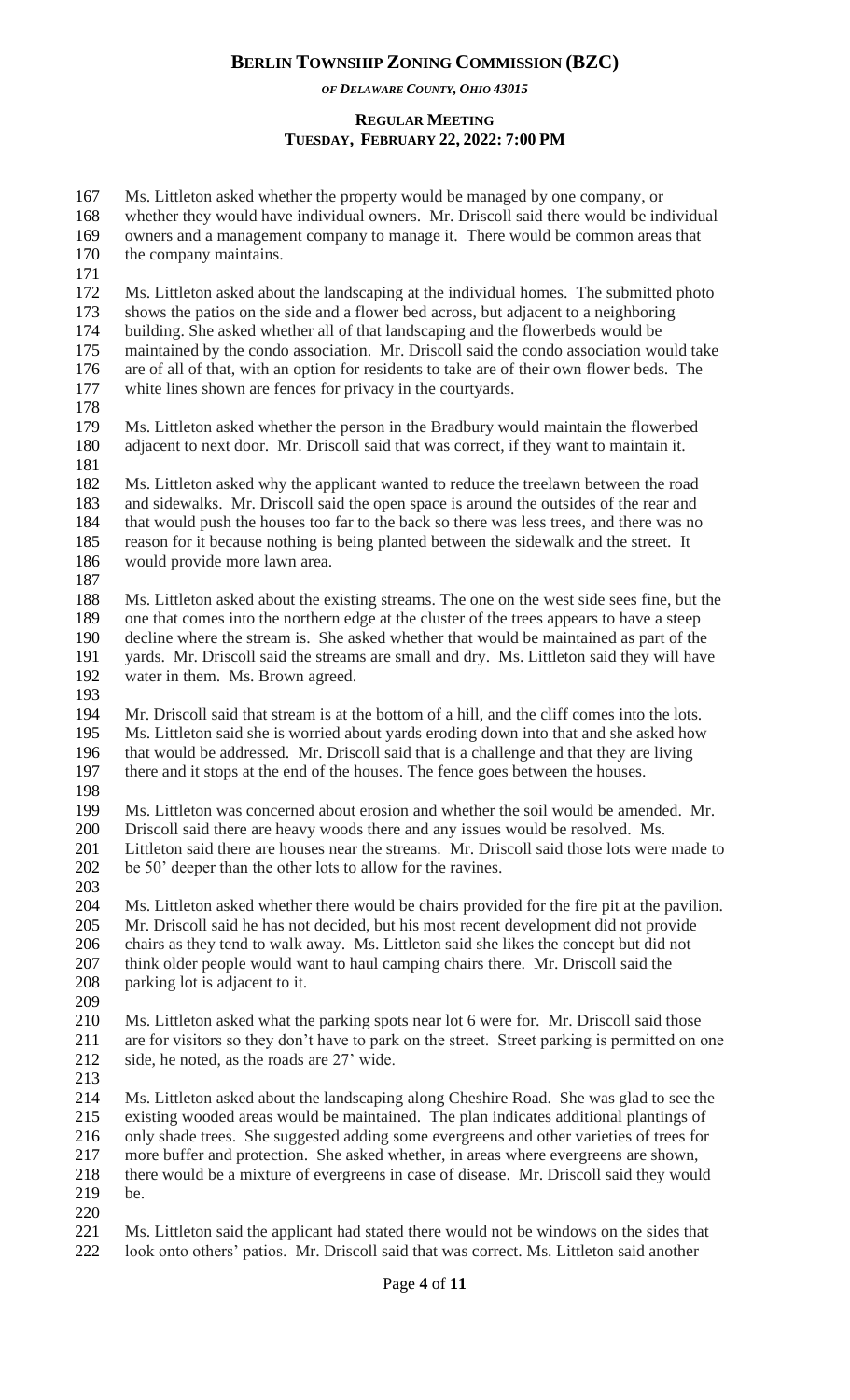Ms. Littleton asked whether the property would be managed by one company, or whether they would have individual owners. Mr. Driscoll said there would be individual owners and a management company to manage it. There would be common areas that the company maintains.

Ms. Littleton asked about the landscaping at the individual homes. The submitted photo shows the patios on the side and a flower bed across, but adjacent to a neighboring building. She asked whether all of that landscaping and the flowerbeds would be maintained by the condo association. Mr. Driscoll said the condo association would take care of all of that, with an option for residents to take care of their own flower beds. The white lines shown are fences for privacy in the courtyards.

Ms. Littleton asked whether the person in the Bradbury would maintain the flowerbed adjacent to next door. Mr. Driscoll said that was correct, if they want to maintain it.

Ms. Littleton asked why the applicant wanted to reduce the treelawn between the road and sidewalks. Mr. Driscoll said the open space is around the outsides of the rear and that would push the houses too far to the back so there was less trees, and there was no reason for it because nothing is being planted between the sidewalk and the street. It would provide more lawn area.

Ms. Littleton asked about the existing streams. The one on the west side sees fine, but the one that comes into the northern edge at the cluster of the trees appears to have a steep decline where the stream is. She asked whether that would be maintained as part of the yards. Mr. Driscoll said the streams are small and dry. Ms. Littleton said they will have water in them. Ms. Brown agreed.

Mr. Driscoll said that stream is at the bottom of a hill, and the cliff comes into the lots. Ms. Littleton said she is worried about yards eroding down into that and she asked how that would be addressed. Mr. Driscoll said that is a challenge and that they are living there and it stops at the end of the houses. The fence goes between the houses.

Ms. Littleton was concerned about erosion and whether the soil would be amended. Mr. Driscoll said there are heavy woods there and any issues would be resolved. Ms. Littleton said there are houses near the streams. Mr. Driscoll said those lots were made to be 50' deeper than the other lots to allow for the ravines.

Ms. Littleton asked whether there would be chairs provided for the fire pit at the pavilion. Mr. Driscoll said he has not decided, but his most recent development did not provide chairs as they tend to walk away. Ms. Littleton said she likes the concept but did not think older people would want to haul camping chairs there. Mr. Driscoll said the parking lot is adjacent to it.

Ms. Littleton asked what the parking spots near lot 6 were for. Mr. Driscoll said those are for visitors so they don't have to park on the street. Street parking is permitted on one side, he noted, as the roads are 27' wide.

Ms. Littleton asked about the landscaping along Cheshire Road. She was glad to see the existing wooded areas would be maintained. The plan indicates additional plantings of only shade trees. She suggested adding some evergreens and other varieties of trees for more buffer and protection. She asked whether, in areas where evergreens are shown, there would be a mixture of evergreens in case of disease. Mr. Driscoll said they would be.

Ms. Littleton said the applicant had stated there would not be windows on the sides that look onto others' patios. Mr. Driscoll said that was correct. Ms. Littleton said another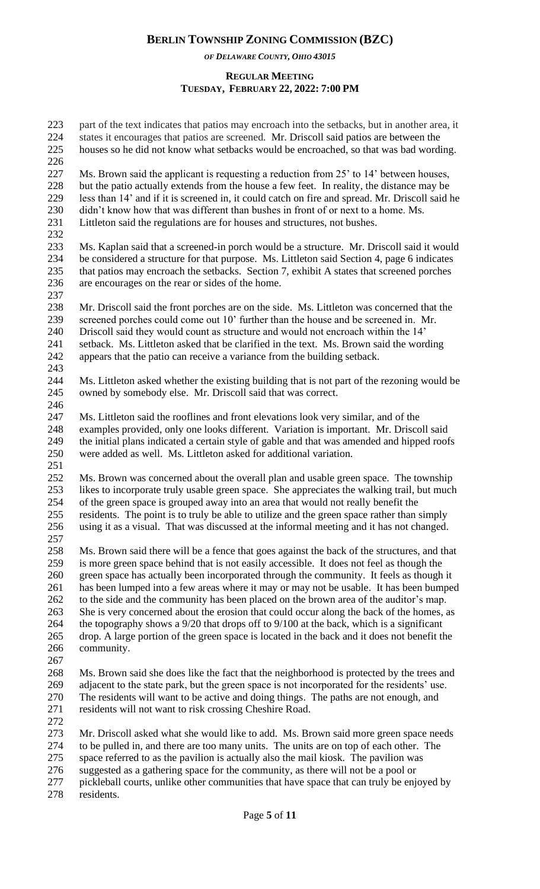part of the text indicates that patios may encroach into the setbacks, but in another area, it states it encourages that patios are screened. Mr. Driscoll said patios are between the houses so he did not know what setbacks would be encroached, so that was bad wording.

Ms. Brown said the applicant is requesting a reduction from 25' to 14' between houses, but the patio actually extends from the house a few feet. In reality, the distance may be less than 14' and if it is screened in, it could catch on fire and spread. Mr. Driscoll said he didn't know how that was different than bushes in front of or next to a home. Ms. Littleton said the regulations are for houses and structures, not bushes.

Ms. Kaplan said that a screened-in porch would be a structure. Mr. Driscoll said it would be considered a structure for that purpose. Ms. Littleton said Section 4, page 6 indicates that patios may encroach the setbacks. Section 7, exhibit A states that screened porches are encourages on the rear or sides of the home.

Mr. Driscoll said the front porches are on the side. Ms. Littleton was concerned that the screened porches could come out 10' further than the house and be screened in. Mr. Driscoll said they would count as structure and would not encroach within the 14' setback. Ms. Littleton asked that be clarified in the text. Ms. Brown said the wording appears that the patio can receive a variance from the building setback.

Ms. Littleton asked whether the existing building that is not part of the rezoning would be owned by somebody else. Mr. Driscoll said that was correct.

Ms. Littleton said the rooflines and front elevations look very similar, and of the examples provided, only one looks different. Variation is important. Mr. Driscoll said the initial plans indicated a certain style of gable and that was amended and hipped roofs were added as well. Ms. Littleton asked for additional variation.

Ms. Brown was concerned about the overall plan and usable green space. The township likes to incorporate truly usable green space. She appreciates the walking trail, but much of the green space is grouped away into an area that would not really benefit the residents. The point is to truly be able to utilize and the green space rather than simply using it as a visual. That was discussed at the informal meeting and it has not changed.

Ms. Brown said there will be a fence that goes against the back of the structures, and that is more green space behind that is not easily accessible. It does not feel as though the green space has actually been incorporated through the community. It feels as though it has been lumped into a few areas where it may or may not be usable. It has been bumped to the side and the community has been placed on the brown area of the auditor's map. She is very concerned about the erosion that could occur along the back of the homes, as the topography shows a 9/20 that drops off to 9/100 at the back, which is a significant drop. A large portion of the green space is located in the back and it does not benefit the community.

Ms. Brown said she does like the fact that the neighborhood is protected by the trees and adjacent to the state park, but the green space is not incorporated for the residents' use. The residents will want to be active and doing things. The paths are not enough, and residents will not want to risk crossing Cheshire Road.

Mr. Driscoll asked what she would like to add. Ms. Brown said more green space needs to be pulled in, and there are too many units. The units are on top of each other. The space referred to as the pavilion is actually also the mail kiosk. The pavilion was suggested as a gathering space for the community, as there will not be a pool or pickleball courts, unlike other communities that have space that can truly be enjoyed by residents.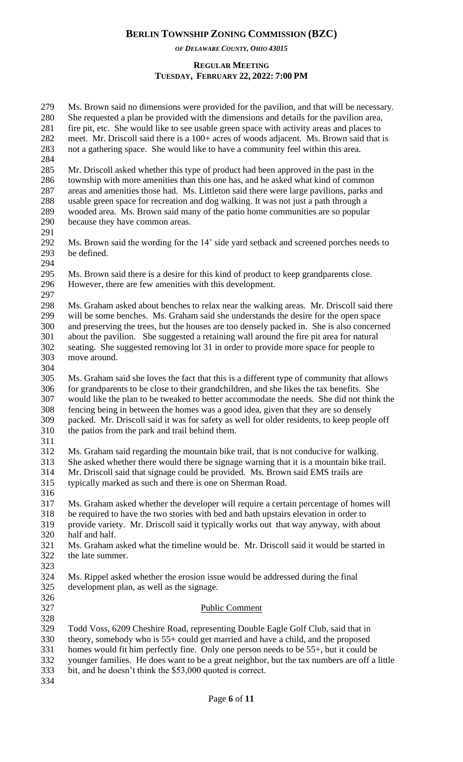Ms. Brown said no dimensions were provided for the pavilion, and that will be necessary. She requested a plan be provided with the dimensions and details for the pavilion area, fire pit, etc. She would like to see usable green space with activity areas and places to meet. Mr. Driscoll said there is a 100+ acres of woods adjacent. Ms. Brown said that is not a gathering space. She would like to have a community feel within this area.

Mr. Driscoll asked whether this type of product had been approved in the past in the township with more amenities than this one has, and he asked what kind of common areas and amenities those had. Ms. Littleton said there were large pavilions, parks and usable green space for recreation and dog walking. It was not just a path through a wooded area. Ms. Brown said many of the patio home communities are so popular because they have common areas.

Ms. Brown said the wording for the 14' side yard setback and screened porches needs to be defined.

Ms. Brown said there is a desire for this kind of product to keep grandparents close. However, there are few amenities with this development.

Ms. Graham asked about benches to relax near the walking areas. Mr. Driscoll said there will be some benches. Ms. Graham said she understands the desire for the open space and preserving the trees, but the houses are too densely packed in. She is also concerned about the pavilion. She suggested a retaining wall around the fire pit area for natural seating. She suggested removing lot 31 in order to provide more space for people to move around.

Ms. Graham said she loves the fact that this is a different type of community that allows for grandparents to be close to their grandchildren, and she likes the tax benefits. She would like the plan to be tweaked to better accommodate the needs. She did not think the fencing being in between the homes was a good idea, given that they are so densely packed. Mr. Driscoll said it was for safety as well for older residents, to keep people off the patios from the park and trail behind them.

Ms. Graham said regarding the mountain bike trail, that is not conducive for walking. She asked whether there would there be signage warning that it is a mountain bike trail. Mr. Driscoll said that signage could be provided. Ms. Brown said EMS trails are typically marked as such and there is one on Sherman Road.

Ms. Graham asked whether the developer will require a certain percentage of homes will be required to have the two stories with bed and bath upstairs elevation in order to provide variety. Mr. Driscoll said it typically works out that way anyway, with about half and half.

Ms. Graham asked what the timeline would be. Mr. Driscoll said it would be started in the late summer.

Ms. Rippel asked whether the erosion issue would be addressed during the final development plan, as well as the signage.

## Public Comment

Todd Voss, 6209 Cheshire Road, representing Double Eagle Golf Club, said that in theory, somebody who is 55+ could get married and have a child, and the proposed homes would fit him perfectly fine. Only one person needs to be 55+, but it could be younger families. He does want to be a great neighbor, but the tax numbers are off a little bit, and he doesn't think the $53,000 quoted is correct.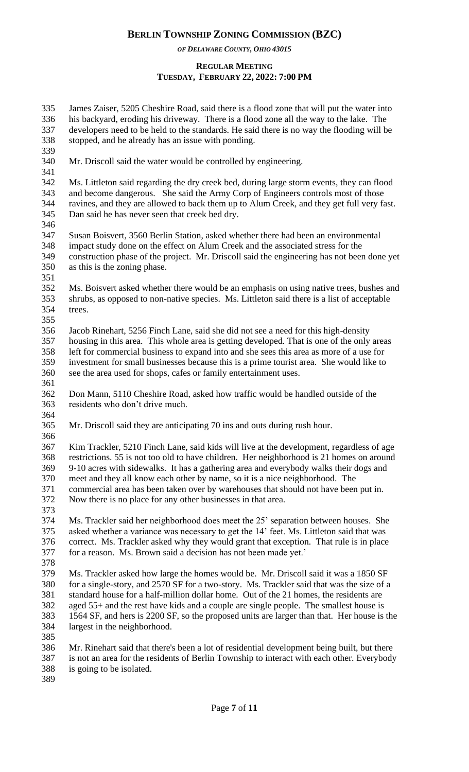James Zaiser, 5205 Cheshire Road, said there is a flood zone that will put the water into his backyard, eroding his driveway. There is a flood zone all the way to the lake. The developers need to be held to the standards. He said there is no way the flooding will be stopped, and he already has an issue with ponding.

Mr. Driscoll said the water would be controlled by engineering.

Ms. Littleton said regarding the dry creek bed, during large storm events, they can flood and become dangerous. She said the Army Corp of Engineers controls most of those ravines, and they are allowed to back them up to Alum Creek, and they get full very fast. Dan said he has never seen that creek bed dry.

Susan Boisvert, 3560 Berlin Station, asked whether there had been an environmental impact study done on the effect on Alum Creek and the associated stress for the construction phase of the project. Mr. Driscoll said the engineering has not been done yet as this is the zoning phase.

Ms. Boisvert asked whether there would be an emphasis on using native trees, bushes and shrubs, as opposed to non-native species. Ms. Littleton said there is a list of acceptable trees.

Jacob Rinehart, 5256 Finch Lane, said she did not see a need for this high-density housing in this area. This whole area is getting developed. That is one of the only areas left for commercial business to expand into and she sees this area as more of a use for investment for small businesses because this is a prime tourist area. She would like to see the area used for shops, cafes or family entertainment uses.

Don Mann, 5110 Cheshire Road, asked how traffic would be handled outside of the residents who don't drive much.

Mr. Driscoll said they are anticipating 70 ins and outs during rush hour.

Kim Trackler, 5210 Finch Lane, said kids will live at the development, regardless of age restrictions. 55 is not too old to have children. Her neighborhood is 21 homes on around 9-10 acres with sidewalks. It has a gathering area and everybody walks their dogs and meet and they all know each other by name, so it is a nice neighborhood. The commercial area has been taken over by warehouses that should not have been put in. Now there is no place for any other businesses in that area.

Ms. Trackler said her neighborhood does meet the 25' separation between houses. She asked whether a variance was necessary to get the 14' feet. Ms. Littleton said that was correct. Ms. Trackler asked why they would grant that exception. That rule is in place for a reason. Ms. Brown said a decision has not been made yet.'

Ms. Trackler asked how large the homes would be. Mr. Driscoll said it was a 1850 SF for a single-story, and 2570 SF for a two-story. Ms. Trackler said that was the size of a standard house for a half-million dollar home. Out of the 21 homes, the residents are aged 55+ and the rest have kids and a couple are single people. The smallest house is 1564 SF, and hers is 2200 SF, so the proposed units are larger than that. Her house is the largest in the neighborhood.

Mr. Rinehart said that there's been a lot of residential development being built, but there is not an area for the residents of Berlin Township to interact with each other. Everybody is going to be isolated.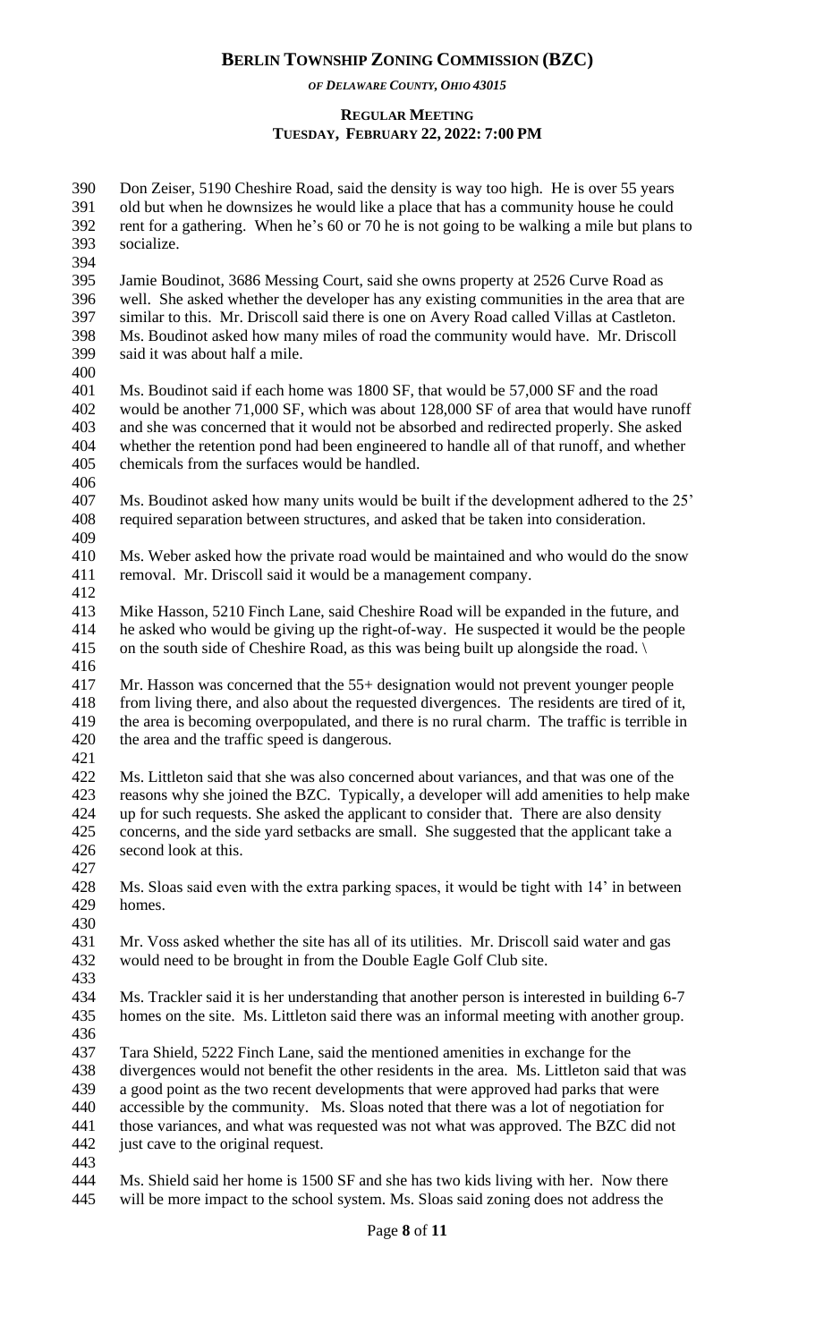Don Zeiser, 5190 Cheshire Road, said the density is way too high. He is over 55 years old but when he downsizes he would like a place that has a community house he could rent for a gathering. When he's 60 or 70 he is not going to be walking a mile but plans to socialize.

Jamie Boudinot, 3686 Messing Court, said she owns property at 2526 Curve Road as well. She asked whether the developer has any existing communities in the area that are similar to this. Mr. Driscoll said there is one on Avery Road called Villas at Castleton. Ms. Boudinot asked how many miles of road the community would have. Mr. Driscoll said it was about half a mile.

Ms. Boudinot said if each home was 1800 SF, that would be 57,000 SF and the road would be another 71,000 SF, which was about 128,000 SF of area that would have runoff and she was concerned that it would not be absorbed and redirected properly. She asked whether the retention pond had been engineered to handle all of that runoff, and whether chemicals from the surfaces would be handled.

Ms. Boudinot asked how many units would be built if the development adhered to the 25' required separation between structures, and asked that be taken into consideration.

Ms. Weber asked how the private road would be maintained and who would do the snow removal. Mr. Driscoll said it would be a management company.

Mike Hasson, 5210 Finch Lane, said Cheshire Road will be expanded in the future, and he asked who would be giving up the right-of-way. He suspected it would be the people on the south side of Cheshire Road, as this was being built up alongside the road. \

Mr. Hasson was concerned that the 55+ designation would not prevent younger people from living there, and also about the requested divergences. The residents are tired of it, the area is becoming overpopulated, and there is no rural charm. The traffic is terrible in the area and the traffic speed is dangerous.

Ms. Littleton said that she was also concerned about variances, and that was one of the reasons why she joined the BZC. Typically, a developer will add amenities to help make up for such requests. She asked the applicant to consider that. There are also density concerns, and the side yard setbacks are small. She suggested that the applicant take a second look at this.

Ms. Sloas said even with the extra parking spaces, it would be tight with 14' in between homes.

Mr. Voss asked whether the site has all of its utilities. Mr. Driscoll said water and gas would need to be brought in from the Double Eagle Golf Club site.

Ms. Trackler said it is her understanding that another person is interested in building 6-7 homes on the site. Ms. Littleton said there was an informal meeting with another group.

Tara Shield, 5222 Finch Lane, said the mentioned amenities in exchange for the divergences would not benefit the other residents in the area. Ms. Littleton said that was a good point as the two recent developments that were approved had parks that were accessible by the community. Ms. Sloas noted that there was a lot of negotiation for those variances, and what was requested was not what was approved. The BZC did not just cave to the original request.

Ms. Shield said her home is 1500 SF and she has two kids living with her. Now there will be more impact to the school system. Ms. Sloas said zoning does not address the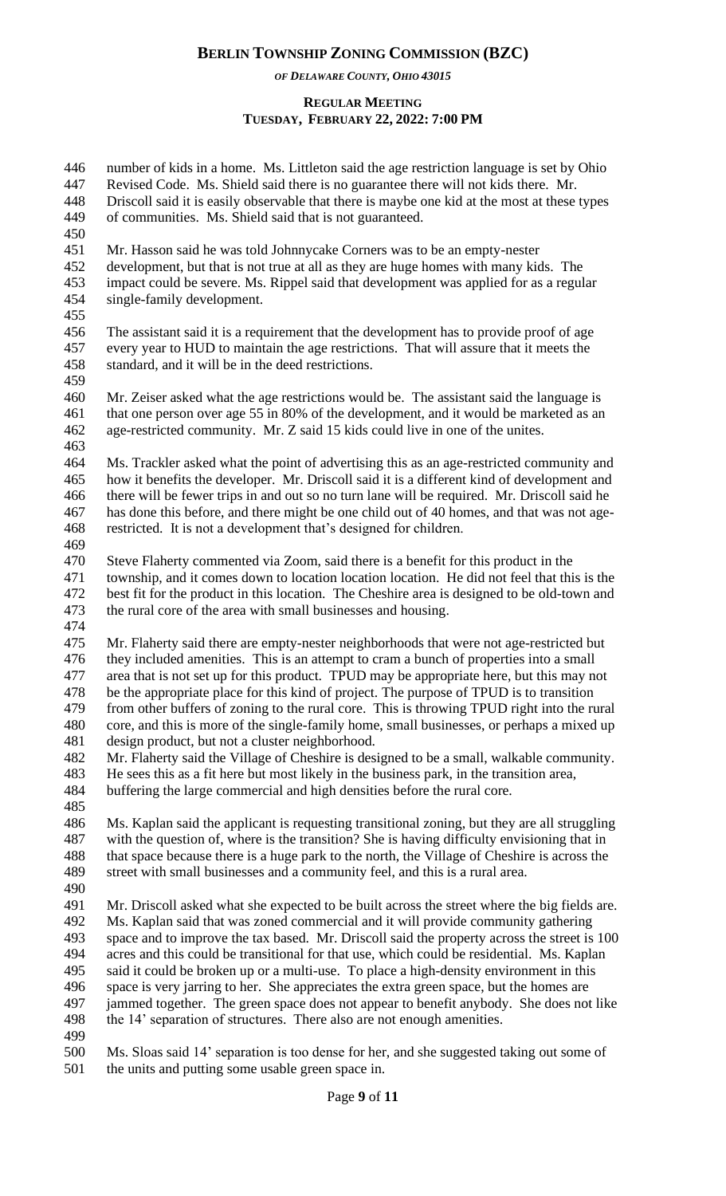number of kids in a home. Ms. Littleton said the age restriction language is set by Ohio Revised Code. Ms. Shield said there is no guarantee there will not kids there. Mr. Driscoll said it is easily observable that there is maybe one kid at the most at these types of communities. Ms. Shield said that is not guaranteed.

Mr. Hasson said he was told Johnnycake Corners was to be an empty-nester development, but that is not true at all as they are huge homes with many kids. The impact could be severe. Ms. Rippel said that development was applied for as a regular single-family development.

The assistant said it is a requirement that the development has to provide proof of age every year to HUD to maintain the age restrictions. That will assure that it meets the standard, and it will be in the deed restrictions.

Mr. Zeiser asked what the age restrictions would be. The assistant said the language is that one person over age 55 in 80% of the development, and it would be marketed as an age-restricted community. Mr. Z said 15 kids could live in one of the unites.

Ms. Trackler asked what the point of advertising this as an age-restricted community and how it benefits the developer. Mr. Driscoll said it is a different kind of development and there will be fewer trips in and out so no turn lane will be required. Mr. Driscoll said he has done this before, and there might be one child out of 40 homes, and that was not age-restricted. It is not a development that's designed for children.

Steve Flaherty commented via Zoom, said there is a benefit for this product in the township, and it comes down to location location location. He did not feel that this is the best fit for the product in this location. The Cheshire area is designed to be old-town and the rural core of the area with small businesses and housing.

Mr. Flaherty said there are empty-nester neighborhoods that were not age-restricted but they included amenities. This is an attempt to cram a bunch of properties into a small area that is not set up for this product. TPUD may be appropriate here, but this may not be the appropriate place for this kind of project. The purpose of TPUD is to transition from other buffers of zoning to the rural core. This is throwing TPUD right into the rural core, and this is more of the single-family home, small businesses, or perhaps a mixed up design product, but not a cluster neighborhood.
Mr. Flaherty said the Village of Cheshire is designed to be a small, walkable community. He sees this as a fit here but most likely in the business park, in the transition area, buffering the large commercial and high densities before the rural core.

Ms. Kaplan said the applicant is requesting transitional zoning, but they are all struggling with the question of, where is the transition? She is having difficulty envisioning that in that space because there is a huge park to the north, the Village of Cheshire is across the street with small businesses and a community feel, and this is a rural area.

Mr. Driscoll asked what she expected to be built across the street where the big fields are. Ms. Kaplan said that was zoned commercial and it will provide community gathering space and to improve the tax based. Mr. Driscoll said the property across the street is 100 acres and this could be transitional for that use, which could be residential. Ms. Kaplan said it could be broken up or a multi-use. To place a high-density environment in this space is very jarring to her. She appreciates the extra green space, but the homes are jammed together. The green space does not appear to benefit anybody. She does not like the 14' separation of structures. There also are not enough amenities.

Ms. Sloas said 14' separation is too dense for her, and she suggested taking out some of the units and putting some usable green space in.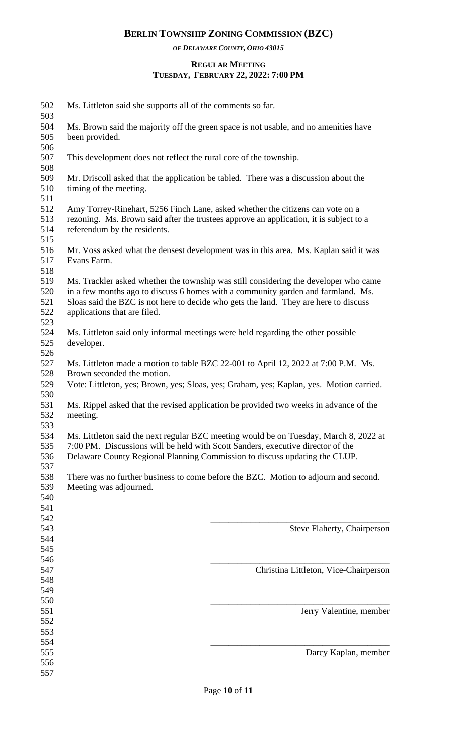Ms. Littleton said she supports all of the comments so far.

Ms. Brown said the majority off the green space is not usable, and no amenities have been provided.

This development does not reflect the rural core of the township.

Mr. Driscoll asked that the application be tabled. There was a discussion about the timing of the meeting.

Amy Torrey-Rinehart, 5256 Finch Lane, asked whether the citizens can vote on a rezoning. Ms. Brown said after the trustees approve an application, it is subject to a referendum by the residents.

Mr. Voss asked what the densest development was in this area. Ms. Kaplan said it was Evans Farm.

Ms. Trackler asked whether the township was still considering the developer who came in a few months ago to discuss 6 homes with a community garden and farmland. Ms. Sloas said the BZC is not here to decide who gets the land. They are here to discuss applications that are filed.

Ms. Littleton said only informal meetings were held regarding the other possible developer.

Ms. Littleton made a motion to table BZC 22-001 to April 12, 2022 at 7:00 P.M. Ms. Brown seconded the motion.
Vote: Littleton, yes; Brown, yes; Sloas, yes; Graham, yes; Kaplan, yes. Motion carried.

Ms. Rippel asked that the revised application be provided two weeks in advance of the meeting.

Ms. Littleton said the next regular BZC meeting would be on Tuesday, March 8, 2022 at 7:00 PM. Discussions will be held with Scott Sanders, executive director of the Delaware County Regional Planning Commission to discuss updating the CLUP.

There was no further business to come before the BZC. Motion to adjourn and second. Meeting was adjourned.

\_\_\_\_\_\_\_\_\_\_\_\_\_\_\_\_\_\_\_\_\_\_\_\_\_\_\_\_\_\_\_\_\_\_\_\_\_\_\_\_
Steve Flaherty, Chairperson

\_\_\_\_\_\_\_\_\_\_\_\_\_\_\_\_\_\_\_\_\_\_\_\_\_\_\_\_\_\_\_\_\_\_\_\_\_\_\_\_
Christina Littleton, Vice-Chairperson

\_\_\_\_\_\_\_\_\_\_\_\_\_\_\_\_\_\_\_\_\_\_\_\_\_\_\_\_\_\_\_\_\_\_\_\_\_\_\_\_
Jerry Valentine, member

\_\_\_\_\_\_\_\_\_\_\_\_\_\_\_\_\_\_\_\_\_\_\_\_\_\_\_\_\_\_\_\_\_\_\_\_\_\_\_\_
Darcy Kaplan, member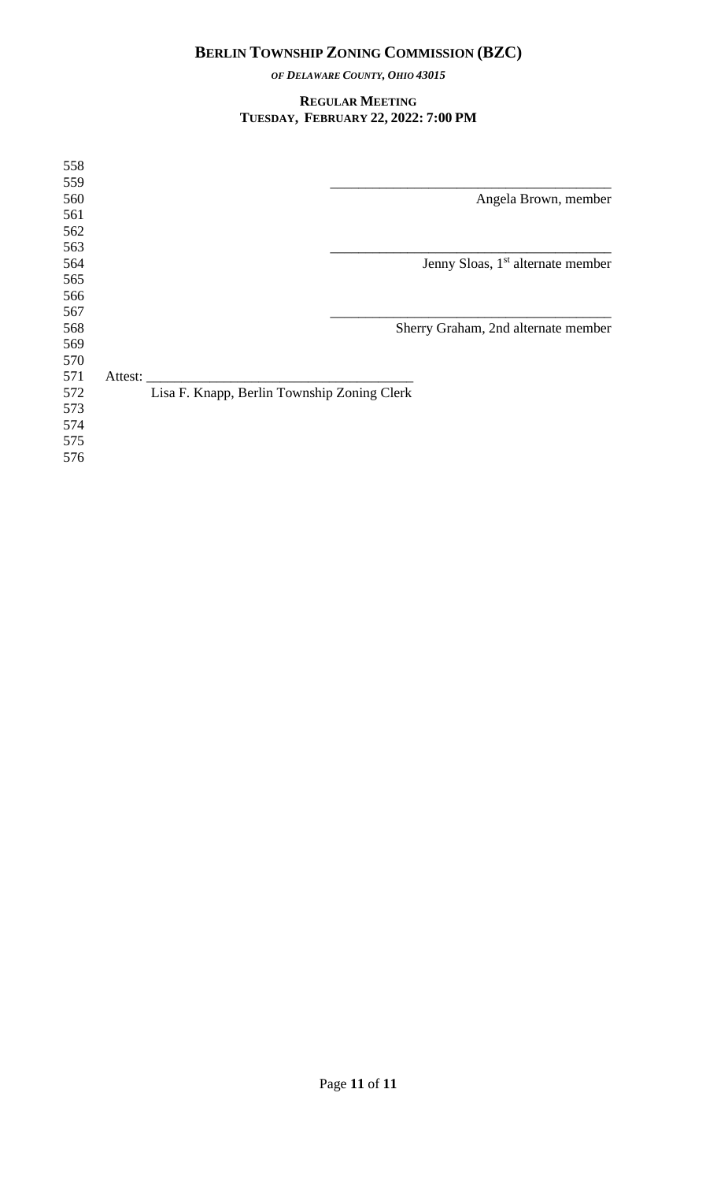\_\_\_\_\_\_\_\_\_\_\_\_\_\_\_\_\_\_\_\_\_\_\_\_\_\_\_\_\_\_\_\_\_\_\_\_\_\_\_\_

Angela Brown, member

\_\_\_\_\_\_\_\_\_\_\_\_\_\_\_\_\_\_\_\_\_\_\_\_\_\_\_\_\_\_\_\_\_\_\_\_\_\_\_\_

Jenny Sloas, 1st alternate member

\_\_\_\_\_\_\_\_\_\_\_\_\_\_\_\_\_\_\_\_\_\_\_\_\_\_\_\_\_\_\_\_\_\_\_\_\_\_\_\_

Sherry Graham, 2nd alternate member

Attest: \_\_\_\_\_\_\_\_\_\_\_\_\_\_\_\_\_\_\_\_\_\_\_\_\_\_\_\_\_\_\_\_\_\_\_\_\_\_

Lisa F. Knapp, Berlin Township Zoning Clerk